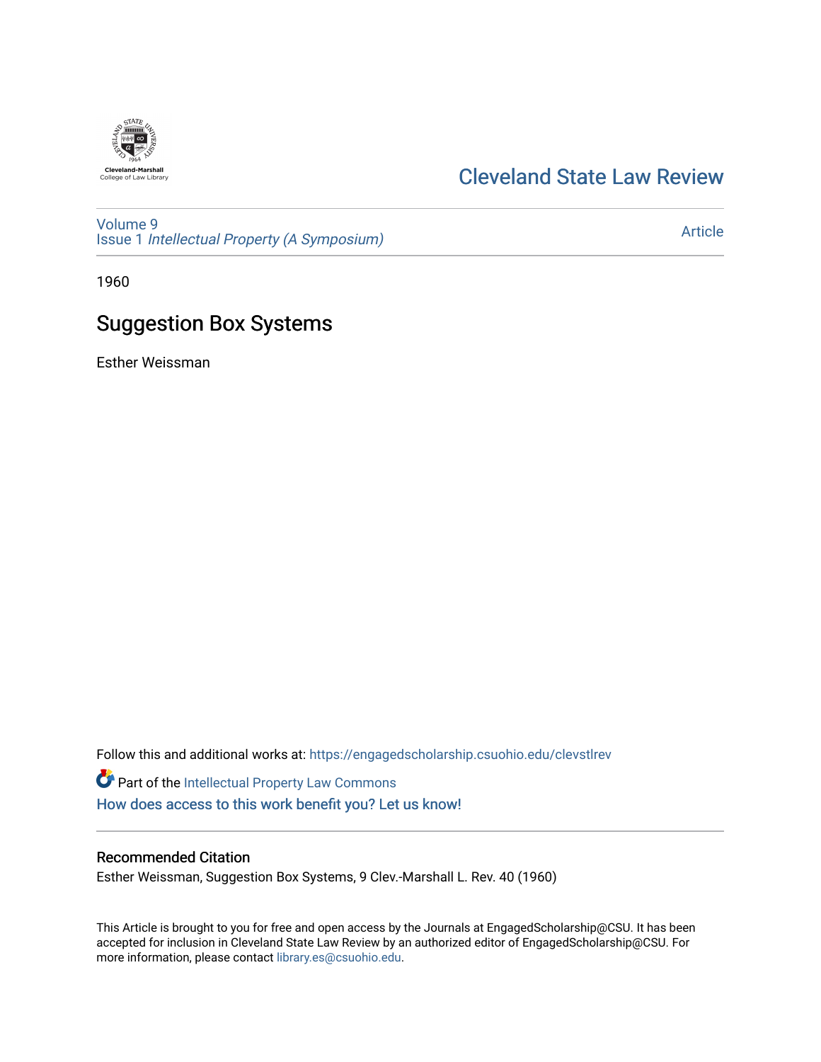Cleveland-Marshall
College of Law Library

Cleveland State Law Review

Volume 9
Issue 1 *Intellectual Property (A Symposium)*

Article

1960

# Suggestion Box Systems

Esther Weissman

Follow this and additional works at: https://engagedscholarship.csuohio.edu/clevstlrev

Part of the Intellectual Property Law Commons

How does access to this work benefit you? Let us know!

## Recommended Citation

Esther Weissman, Suggestion Box Systems, 9 Clev.-Marshall L. Rev. 40 (1960)

This Article is brought to you for free and open access by the Journals at EngagedScholarship@CSU. It has been accepted for inclusion in Cleveland State Law Review by an authorized editor of EngagedScholarship@CSU. For more information, please contact library.es@csuohio.edu.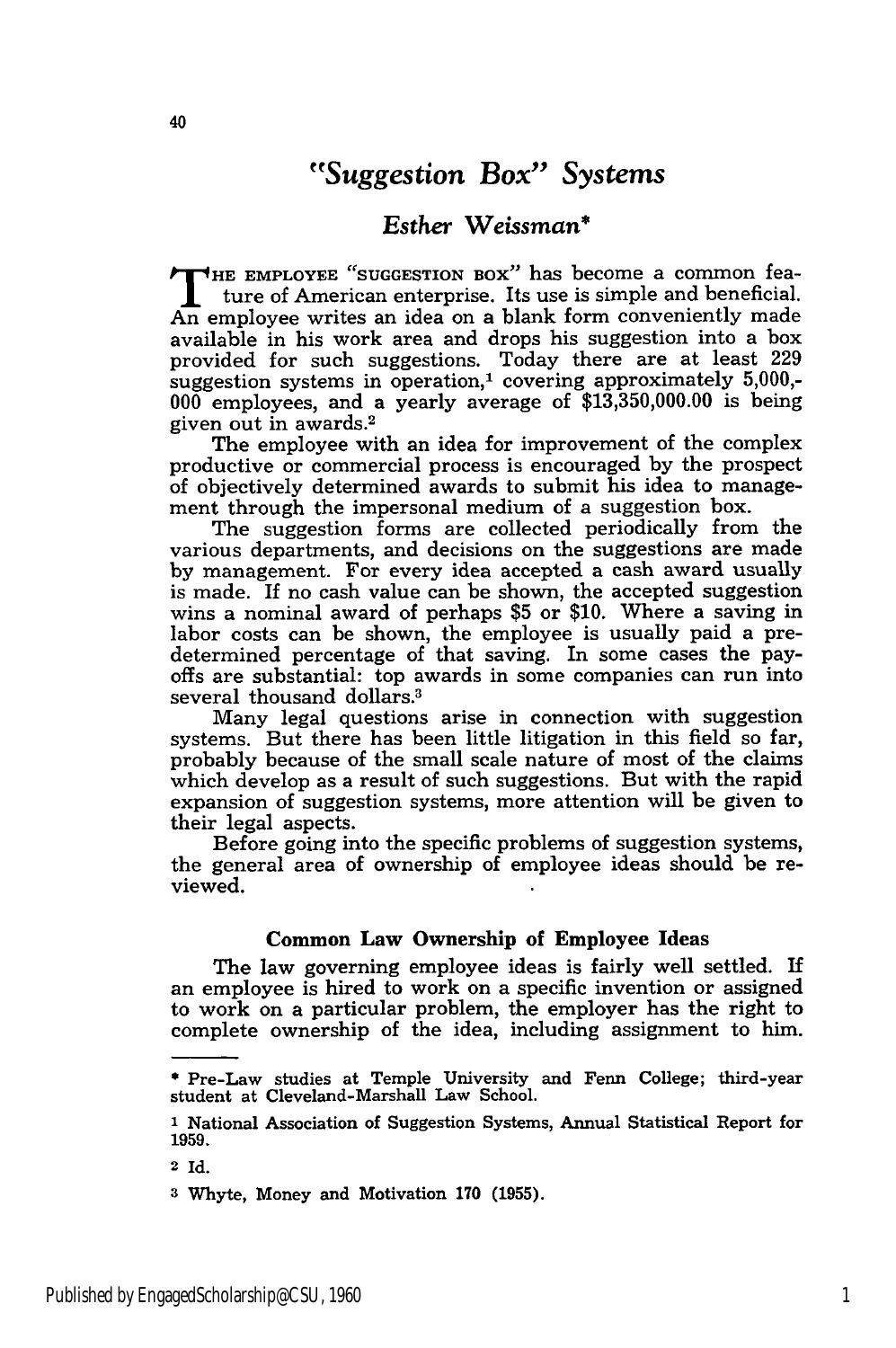# "Suggestion Box" Systems

## *Esther Weissman**

THE EMPLOYEE "SUGGESTION BOX" has become a common feature of American enterprise. Its use is simple and beneficial. An employee writes an idea on a blank form conveniently made available in his work area and drops his suggestion into a box provided for such suggestions. Today there are at least 229 suggestion systems in operation,[1] covering approximately 5,000,000 employees, and a yearly average of $13,350,000.00 is being given out in awards.[2]

The employee with an idea for improvement of the complex productive or commercial process is encouraged by the prospect of objectively determined awards to submit his idea to management through the impersonal medium of a suggestion box.

The suggestion forms are collected periodically from the various departments, and decisions on the suggestions are made by management. For every idea accepted a cash award usually is made. If no cash value can be shown, the accepted suggestion wins a nominal award of perhaps $5 or $10. Where a saving in labor costs can be shown, the employee is usually paid a predetermined percentage of that saving. In some cases the payoffs are substantial: top awards in some companies can run into several thousand dollars.[3]

Many legal questions arise in connection with suggestion systems. But there has been little litigation in this field so far, probably because of the small scale nature of most of the claims which develop as a result of such suggestions. But with the rapid expansion of suggestion systems, more attention will be given to their legal aspects.

Before going into the specific problems of suggestion systems, the general area of ownership of employee ideas should be reviewed.

### Common Law Ownership of Employee Ideas

The law governing employee ideas is fairly well settled. If an employee is hired to work on a specific invention or assigned to work on a particular problem, the employer has the right to complete ownership of the idea, including assignment to him.

---

\* Pre-Law studies at Temple University and Fenn College; third-year student at Cleveland-Marshall Law School.

[1] National Association of Suggestion Systems, Annual Statistical Report for 1959.

[2] Id.

[3] Whyte, Money and Motivation 170 (1955).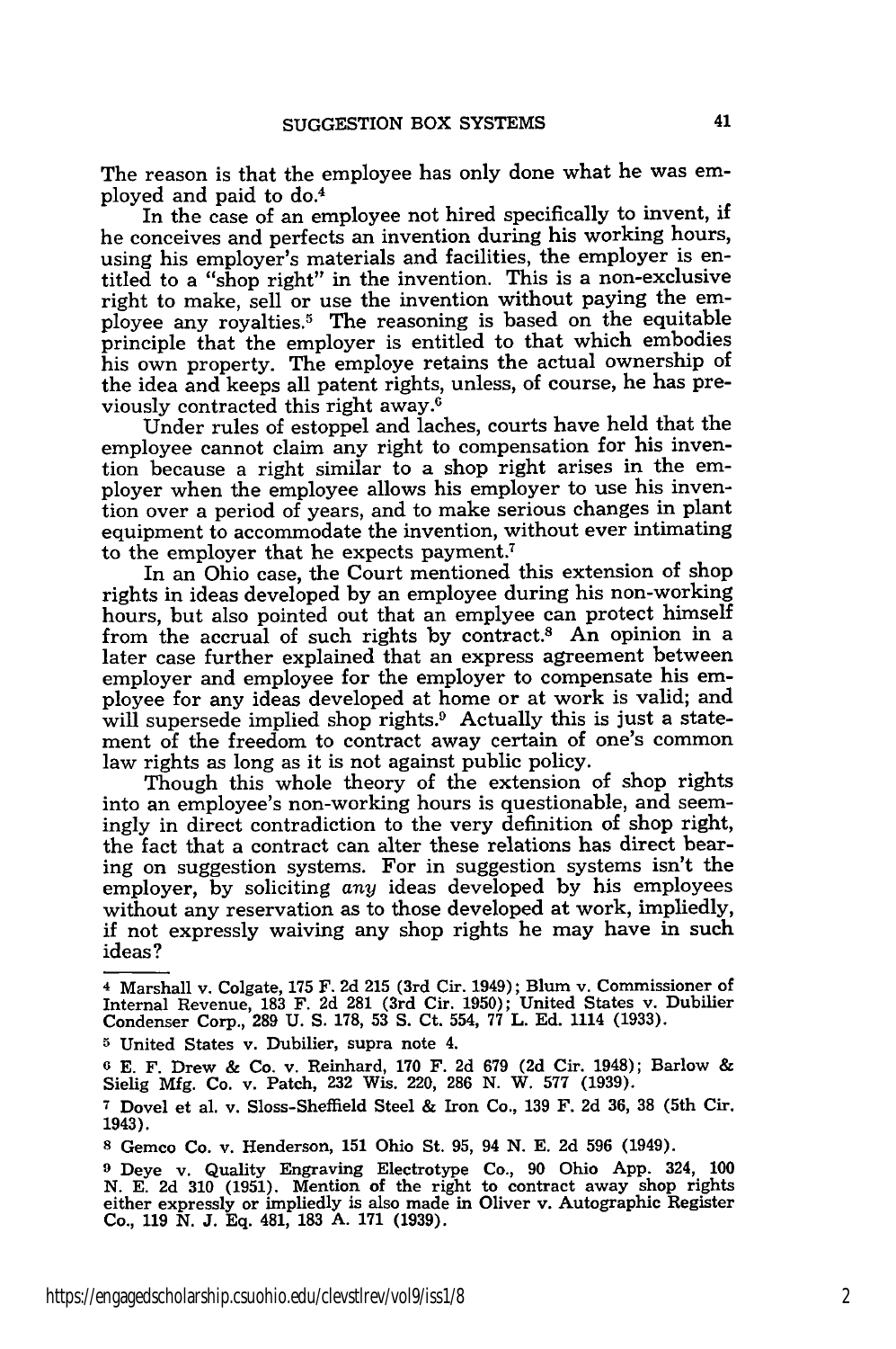The reason is that the employee has only done what he was employed and paid to do.[4]

In the case of an employee not hired specifically to invent, if he conceives and perfects an invention during his working hours, using his employer's materials and facilities, the employer is entitled to a "shop right" in the invention. This is a non-exclusive right to make, sell or use the invention without paying the employee any royalties.[5] The reasoning is based on the equitable principle that the employer is entitled to that which embodies his own property. The employe retains the actual ownership of the idea and keeps all patent rights, unless, of course, he has previously contracted this right away.[6]

Under rules of estoppel and laches, courts have held that the employee cannot claim any right to compensation for his invention because a right similar to a shop right arises in the employer when the employee allows his employer to use his invention over a period of years, and to make serious changes in plant equipment to accommodate the invention, without ever intimating to the employer that he expects payment.[7]

In an Ohio case, the Court mentioned this extension of shop rights in ideas developed by an employee during his non-working hours, but also pointed out that an emplyee can protect himself from the accrual of such rights by contract.[8] An opinion in a later case further explained that an express agreement between employer and employee for the employer to compensate his employee for any ideas developed at home or at work is valid; and will supersede implied shop rights.[9] Actually this is just a statement of the freedom to contract away certain of one's common law rights as long as it is not against public policy.

Though this whole theory of the extension of shop rights into an employee's non-working hours is questionable, and seemingly in direct contradiction to the very definition of shop right, the fact that a contract can alter these relations has direct bearing on suggestion systems. For in suggestion systems isn't the employer, by soliciting *any* ideas developed by his employees without any reservation as to those developed at work, impliedly, if not expressly waiving any shop rights he may have in such ideas?

---

[4] Marshall v. Colgate, 175 F. 2d 215 (3rd Cir. 1949); Blum v. Commissioner of Internal Revenue, 183 F. 2d 281 (3rd Cir. 1950); United States v. Dubilier Condenser Corp., 289 U. S. 178, 53 S. Ct. 554, 77 L. Ed. 1114 (1933).

[5] United States v. Dubilier, supra note 4.

[6] E. F. Drew & Co. v. Reinhard, 170 F. 2d 679 (2d Cir. 1948); Barlow & Sielig Mfg. Co. v. Patch, 232 Wis. 220, 286 N. W. 577 (1939).

[7] Dovel et al. v. Sloss-Sheffield Steel & Iron Co., 139 F. 2d 36, 38 (5th Cir. 1943).

[8] Gemco Co. v. Henderson, 151 Ohio St. 95, 94 N. E. 2d 596 (1949).

[9] Deye v. Quality Engraving Electrotype Co., 90 Ohio App. 324, 100 N. E. 2d 310 (1951). Mention of the right to contract away shop rights either expressly or impliedly is also made in Oliver v. Autographic Register Co., 119 N. J. Eq. 481, 183 A. 171 (1939).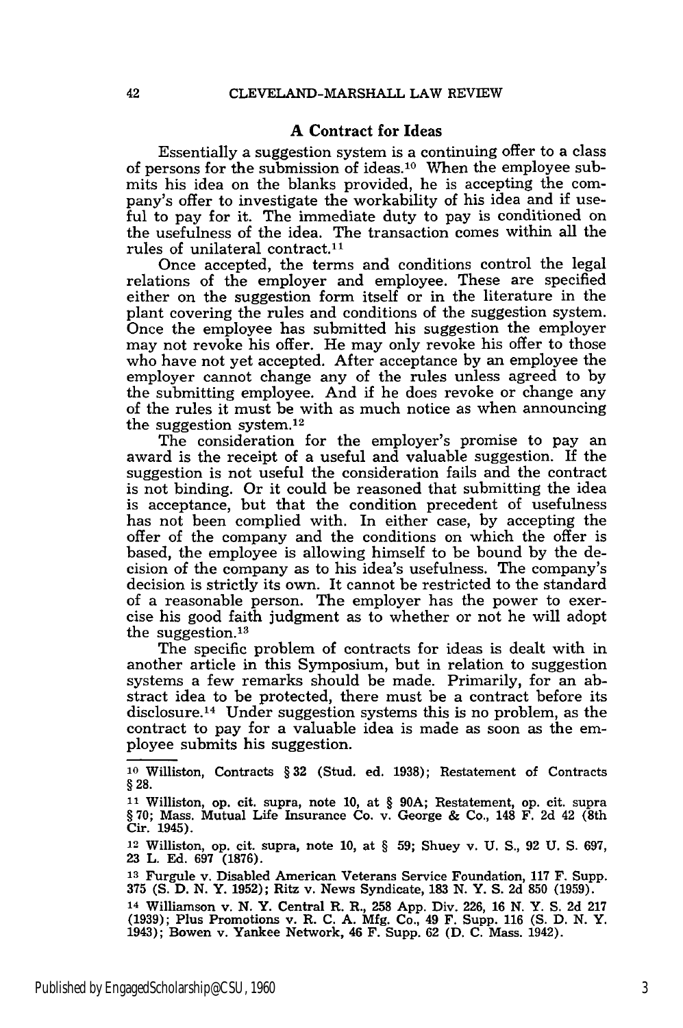## A Contract for Ideas

Essentially a suggestion system is a continuing offer to a class of persons for the submission of ideas.[10] When the employee submits his idea on the blanks provided, he is accepting the company's offer to investigate the workability of his idea and if useful to pay for it. The immediate duty to pay is conditioned on the usefulness of the idea. The transaction comes within all the rules of unilateral contract.[11]

Once accepted, the terms and conditions control the legal relations of the employer and employee. These are specified either on the suggestion form itself or in the literature in the plant covering the rules and conditions of the suggestion system. Once the employee has submitted his suggestion the employer may not revoke his offer. He may only revoke his offer to those who have not yet accepted. After acceptance by an employee the employer cannot change any of the rules unless agreed to by the submitting employee. And if he does revoke or change any of the rules it must be with as much notice as when announcing the suggestion system.[12]

The consideration for the employer's promise to pay an award is the receipt of a useful and valuable suggestion. If the suggestion is not useful the consideration fails and the contract is not binding. Or it could be reasoned that submitting the idea is acceptance, but that the condition precedent of usefulness has not been complied with. In either case, by accepting the offer of the company and the conditions on which the offer is based, the employee is allowing himself to be bound by the decision of the company as to his idea's usefulness. The company's decision is strictly its own. It cannot be restricted to the standard of a reasonable person. The employer has the power to exercise his good faith judgment as to whether or not he will adopt the suggestion.[13]

The specific problem of contracts for ideas is dealt with in another article in this Symposium, but in relation to suggestion systems a few remarks should be made. Primarily, for an abstract idea to be protected, there must be a contract before its disclosure.[14] Under suggestion systems this is no problem, as the contract to pay for a valuable idea is made as soon as the employee submits his suggestion.

---

10 Williston, Contracts § 32 (Stud. ed. 1938); Restatement of Contracts § 28.

11 Williston, op. cit. supra, note 10, at § 90A; Restatement, op. cit. supra § 70; Mass. Mutual Life Insurance Co. v. George & Co., 148 F. 2d 42 (8th Cir. 1945).

12 Williston, op. cit. supra, note 10, at § 59; Shuey v. U. S., 92 U. S. 697, 23 L. Ed. 697 (1876).

13 Furgule v. Disabled American Veterans Service Foundation, 117 F. Supp. 375 (S. D. N. Y. 1952); Ritz v. News Syndicate, 183 N. Y. S. 2d 850 (1959).

14 Williamson v. N. Y. Central R. R., 258 App. Div. 226, 16 N. Y. S. 2d 217 (1939); Plus Promotions v. R. C. A. Mfg. Co., 49 F. Supp. 116 (S. D. N. Y. 1943); Bowen v. Yankee Network, 46 F. Supp. 62 (D. C. Mass. 1942).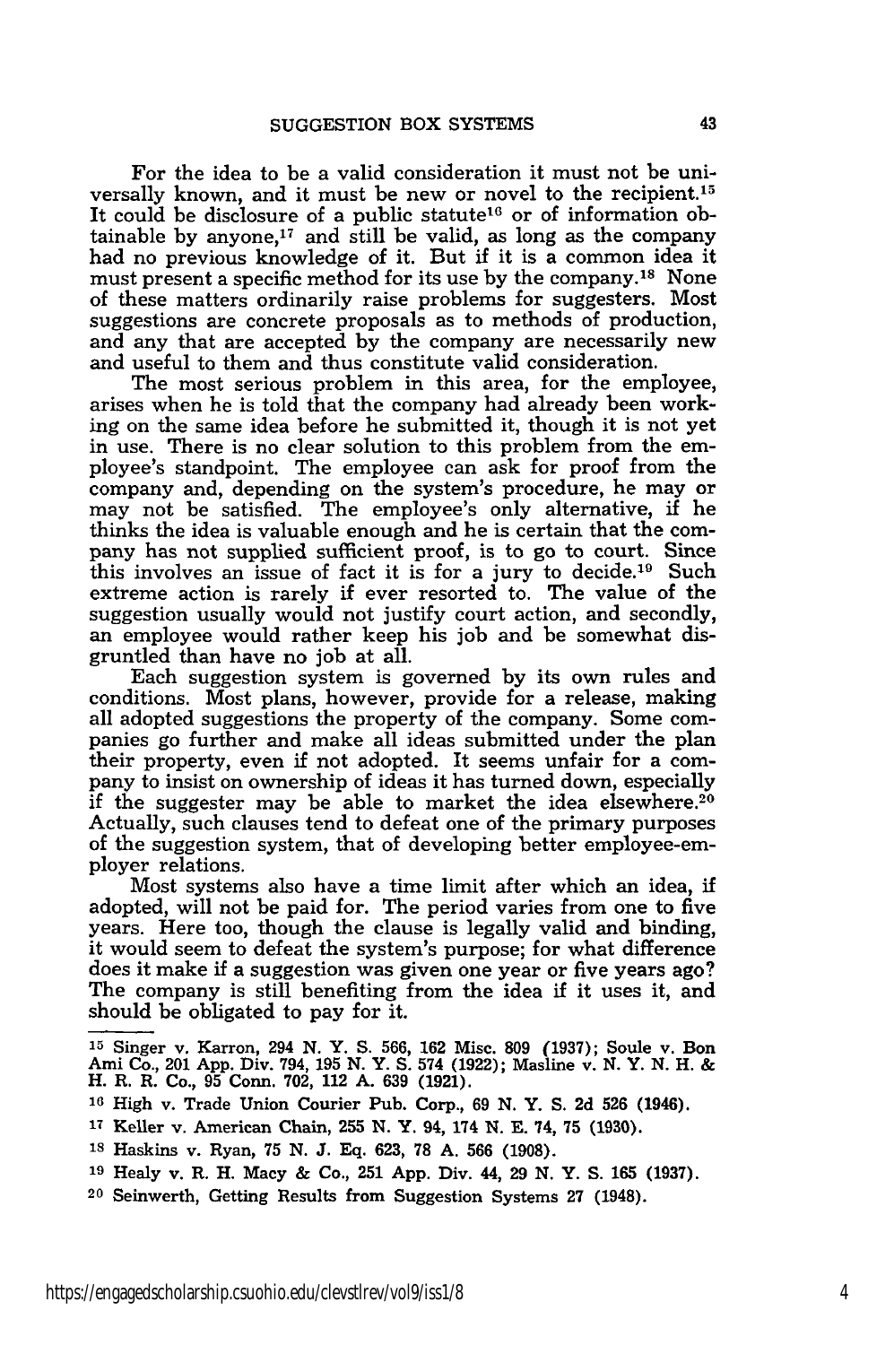For the idea to be a valid consideration it must not be universally known, and it must be new or novel to the recipient.[15] It could be disclosure of a public statute[16] or of information obtainable by anyone,[17] and still be valid, as long as the company had no previous knowledge of it. But if it is a common idea it must present a specific method for its use by the company.[18] None of these matters ordinarily raise problems for suggesters. Most suggestions are concrete proposals as to methods of production, and any that are accepted by the company are necessarily new and useful to them and thus constitute valid consideration.

The most serious problem in this area, for the employee, arises when he is told that the company had already been working on the same idea before he submitted it, though it is not yet in use. There is no clear solution to this problem from the employee's standpoint. The employee can ask for proof from the company and, depending on the system's procedure, he may or may not be satisfied. The employee's only alternative, if he thinks the idea is valuable enough and he is certain that the company has not supplied sufficient proof, is to go to court. Since this involves an issue of fact it is for a jury to decide.[19] Such extreme action is rarely if ever resorted to. The value of the suggestion usually would not justify court action, and secondly, an employee would rather keep his job and be somewhat disgruntled than have no job at all.

Each suggestion system is governed by its own rules and conditions. Most plans, however, provide for a release, making all adopted suggestions the property of the company. Some companies go further and make all ideas submitted under the plan their property, even if not adopted. It seems unfair for a company to insist on ownership of ideas it has turned down, especially if the suggester may be able to market the idea elsewhere.[20] Actually, such clauses tend to defeat one of the primary purposes of the suggestion system, that of developing better employee-employer relations.

Most systems also have a time limit after which an idea, if adopted, will not be paid for. The period varies from one to five years. Here too, though the clause is legally valid and binding, it would seem to defeat the system's purpose; for what difference does it make if a suggestion was given one year or five years ago? The company is still benefiting from the idea if it uses it, and should be obligated to pay for it.

---

[15] Singer v. Karron, 294 N. Y. S. 566, 162 Misc. 809 (1937); Soule v. Bon Ami Co., 201 App. Div. 794, 195 N. Y. S. 574 (1922); Masline v. N. Y. N. H. & H. R. R. Co., 95 Conn. 702, 112 A. 639 (1921).

[16] High v. Trade Union Courier Pub. Corp., 69 N. Y. S. 2d 526 (1946).

[17] Keller v. American Chain, 255 N. Y. 94, 174 N. E. 74, 75 (1930).

[18] Haskins v. Ryan, 75 N. J. Eq. 623, 78 A. 566 (1908).

[19] Healy v. R. H. Macy & Co., 251 App. Div. 44, 29 N. Y. S. 165 (1937).

[20] Seinwerth, Getting Results from Suggestion Systems 27 (1948).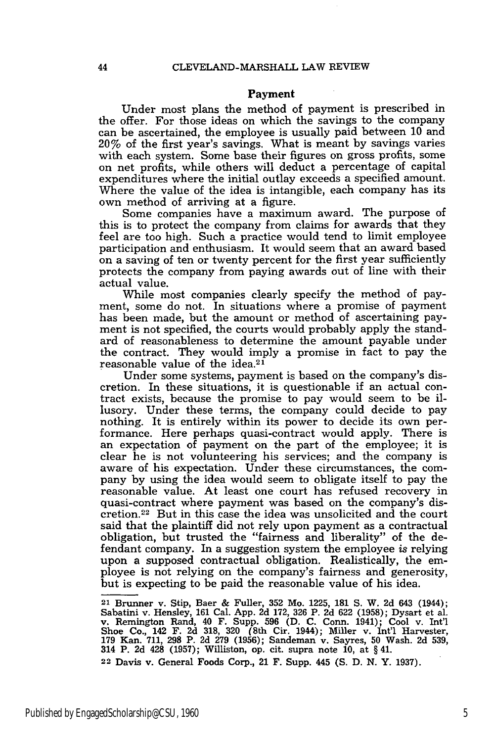## Payment

Under most plans the method of payment is prescribed in the offer. For those ideas on which the savings to the company can be ascertained, the employee is usually paid between 10 and 20% of the first year's savings. What is meant by savings varies with each system. Some base their figures on gross profits, some on net profits, while others will deduct a percentage of capital expenditures where the initial outlay exceeds a specified amount. Where the value of the idea is intangible, each company has its own method of arriving at a figure.

Some companies have a maximum award. The purpose of this is to protect the company from claims for awards that they feel are too high. Such a practice would tend to limit employee participation and enthusiasm. It would seem that an award based on a saving of ten or twenty percent for the first year sufficiently protects the company from paying awards out of line with their actual value.

While most companies clearly specify the method of payment, some do not. In situations where a promise of payment has been made, but the amount or method of ascertaining payment is not specified, the courts would probably apply the standard of reasonableness to determine the amount payable under the contract. They would imply a promise in fact to pay the reasonable value of the idea.[21]

Under some systems, payment is based on the company's discretion. In these situations, it is questionable if an actual contract exists, because the promise to pay would seem to be illusory. Under these terms, the company could decide to pay nothing. It is entirely within its power to decide its own performance. Here perhaps quasi-contract would apply. There is an expectation of payment on the part of the employee; it is clear he is not volunteering his services; and the company is aware of his expectation. Under these circumstances, the company by using the idea would seem to obligate itself to pay the reasonable value. At least one court has refused recovery in quasi-contract where payment was based on the company's discretion.[22] But in this case the idea was unsolicited and the court said that the plaintiff did not rely upon payment as a contractual obligation, but trusted the "fairness and liberality" of the defendant company. In a suggestion system the employee *is* relying upon a supposed contractual obligation. Realistically, the employee is not relying on the company's fairness and generosity, but is expecting to be paid the reasonable value of his idea.

---

[21] Brunner v. Stip, Baer & Fuller, 352 Mo. 1225, 181 S. W. 2d 643 (1944); Sabatini v. Hensley, 161 Cal. App. 2d 172, 326 P. 2d 622 (1958); Dysart et al. v. Remington Rand, 40 F. Supp. 596 (D. C. Conn. 1941); Cool v. Int'l Shoe Co., 142 F. 2d 318, 320 (8th Cir. 1944); Miller v. Int'l Harvester, 179 Kan. 711, 298 P. 2d 279 (1956); Sandeman v. Sayres, 50 Wash. 2d 539, 314 P. 2d 428 (1957); Williston, op. cit. supra note 10, at § 41.

[22] Davis v. General Foods Corp., 21 F. Supp. 445 (S. D. N. Y. 1937).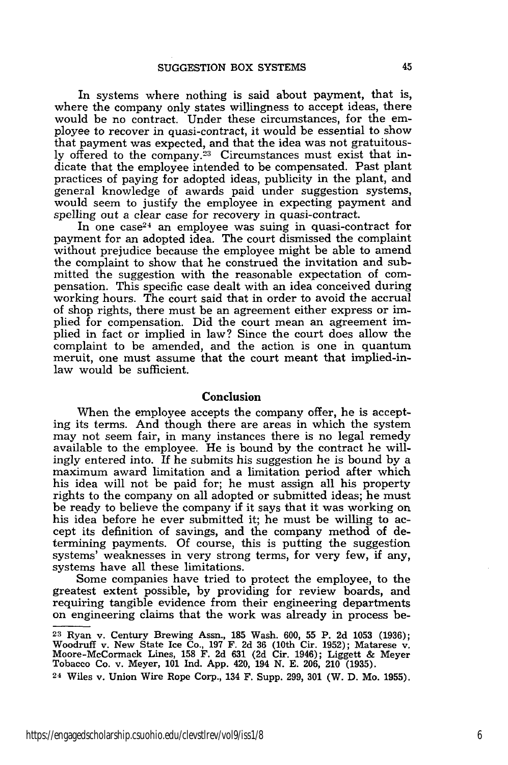In systems where nothing is said about payment, that is, where the company only states willingness to accept ideas, there would be no contract. Under these circumstances, for the employee to recover in quasi-contract, it would be essential to show that payment was expected, and that the idea was not gratuitously offered to the company.[23] Circumstances must exist that indicate that the employee intended to be compensated. Past plant practices of paying for adopted ideas, publicity in the plant, and general knowledge of awards paid under suggestion systems, would seem to justify the employee in expecting payment and spelling out a clear case for recovery in quasi-contract.

In one case[24] an employee was suing in quasi-contract for payment for an adopted idea. The court dismissed the complaint without prejudice because the employee might be able to amend the complaint to show that he construed the invitation and submitted the suggestion with the reasonable expectation of compensation. This specific case dealt with an idea conceived during working hours. The court said that in order to avoid the accrual of shop rights, there must be an agreement either express or implied for compensation. Did the court mean an agreement implied in fact or implied in law? Since the court does allow the complaint to be amended, and the action is one in quantum meruit, one must assume that the court meant that implied-in-law would be sufficient.

## Conclusion

When the employee accepts the company offer, he is accepting its terms. And though there are areas in which the system may not seem fair, in many instances there is no legal remedy available to the employee. He is bound by the contract he willingly entered into. If he submits his suggestion he is bound by a maximum award limitation and a limitation period after which his idea will not be paid for; he must assign all his property rights to the company on all adopted or submitted ideas; he must be ready to believe the company if it says that it was working on his idea before he ever submitted it; he must be willing to accept its definition of savings, and the company method of determining payments. Of course, this is putting the suggestion systems' weaknesses in very strong terms, for very few, if any, systems have all these limitations.

Some companies have tried to protect the employee, to the greatest extent possible, by providing for review boards, and requiring tangible evidence from their engineering departments on engineering claims that the work was already in process be-

---

[23] Ryan v. Century Brewing Assn., 185 Wash. 600, 55 P. 2d 1053 (1936); Woodruff v. New State Ice Co., 197 F. 2d 36 (10th Cir. 1952); Matarese v. Moore-McCormack Lines, 158 F. 2d 631 (2d Cir. 1946); Liggett & Meyer Tobacco Co. v. Meyer, 101 Ind. App. 420, 194 N. E. 206, 210 (1935).

[24] Wiles v. Union Wire Rope Corp., 134 F. Supp. 299, 301 (W. D. Mo. 1955).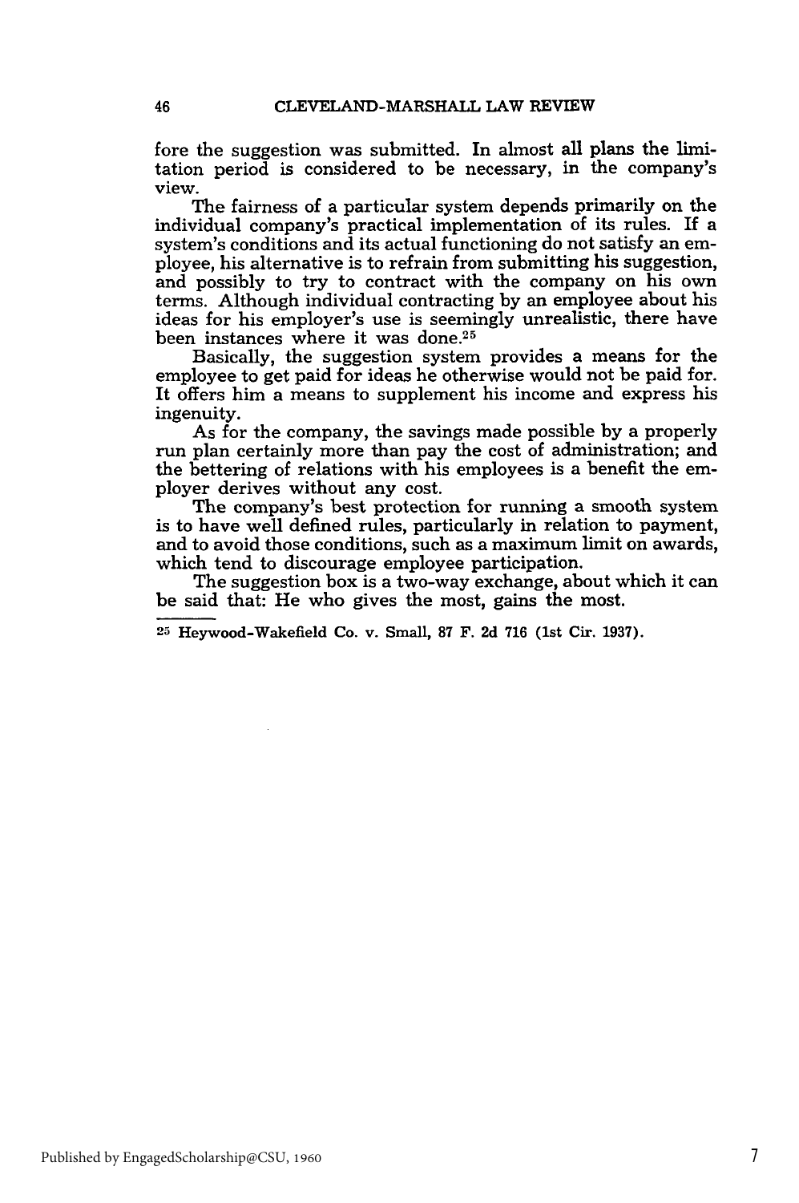fore the suggestion was submitted. In almost all plans the limitation period is considered to be necessary, in the company's view.

The fairness of a particular system depends primarily on the individual company's practical implementation of its rules. If a system's conditions and its actual functioning do not satisfy an employee, his alternative is to refrain from submitting his suggestion, and possibly to try to contract with the company on his own terms. Although individual contracting by an employee about his ideas for his employer's use is seemingly unrealistic, there have been instances where it was done.[25]

Basically, the suggestion system provides a means for the employee to get paid for ideas he otherwise would not be paid for. It offers him a means to supplement his income and express his ingenuity.

As for the company, the savings made possible by a properly run plan certainly more than pay the cost of administration; and the bettering of relations with his employees is a benefit the employer derives without any cost.

The company's best protection for running a smooth system is to have well defined rules, particularly in relation to payment, and to avoid those conditions, such as a maximum limit on awards, which tend to discourage employee participation.

The suggestion box is a two-way exchange, about which it can be said that: He who gives the most, gains the most.

---

[25] Heywood-Wakefield Co. v. Small, 87 F. 2d 716 (1st Cir. 1937).